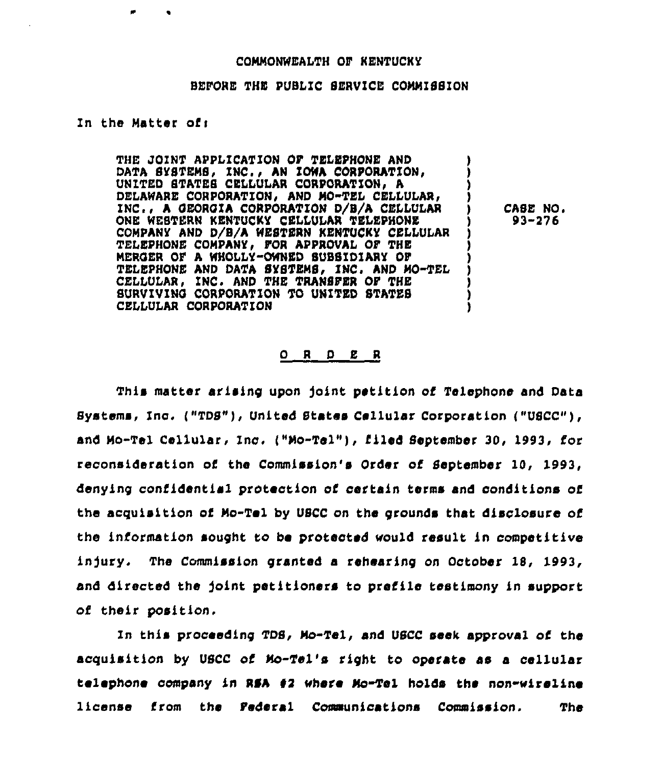COMMONWEALTH OF KENTUCKY

BEFORE THE PUBLIC SERVICE COMMISSION

In the Matter of:

| | | |
|---|---|---|
| THE JOINT APPLICATION OF TELEPHONE AND DATA SYSTEMS, INC., AN IOWA CORPORATION, UNITED STATES CELLULAR CORPORATION, A DELAWARE CORPORATION, AND MO-TEL CELLULAR, INC., A GEORGIA CORPORATION D/B/A CELLULAR ONE WESTERN KENTUCKY CELLULAR TELEPHONE COMPANY AND D/B/A WESTERN KENTUCKY CELLULAR TELEPHONE COMPANY, FOR APPROVAL OF THE MERGER OF A WHOLLY-OWNED SUBSIDIARY OF TELEPHONE AND DATA SYSTEMS, INC. AND MO-TEL CELLULAR, INC. AND THE TRANSFER OF THE SURVIVING CORPORATION TO UNITED STATES CELLULAR CORPORATION | ) | CASE NO. 93-276 |

## O R D E R

This matter arising upon joint petition of Telephone and Data Systems, Inc. ("TDS"), United States Cellular Corporation ("USCC"), and Mo-Tel Cellular, Inc. ("Mo-Tel"), filed September 30, 1993, for reconsideration of the Commission's Order of September 10, 1993, denying confidential protection of certain terms and conditions of the acquisition of Mo-Tel by USCC on the grounds that disclosure of the information sought to be protected would result in competitive injury. The Commission granted a rehearing on October 18, 1993, and directed the joint petitioners to prefile testimony in support of their position.

In this proceeding TDS, Mo-Tel, and USCC seek approval of the acquisition by USCC of Mo-Tel's right to operate as a cellular telephone company in RSA #2 where Mo-Tel holds the non-wireline license from the Federal Communications Commission. The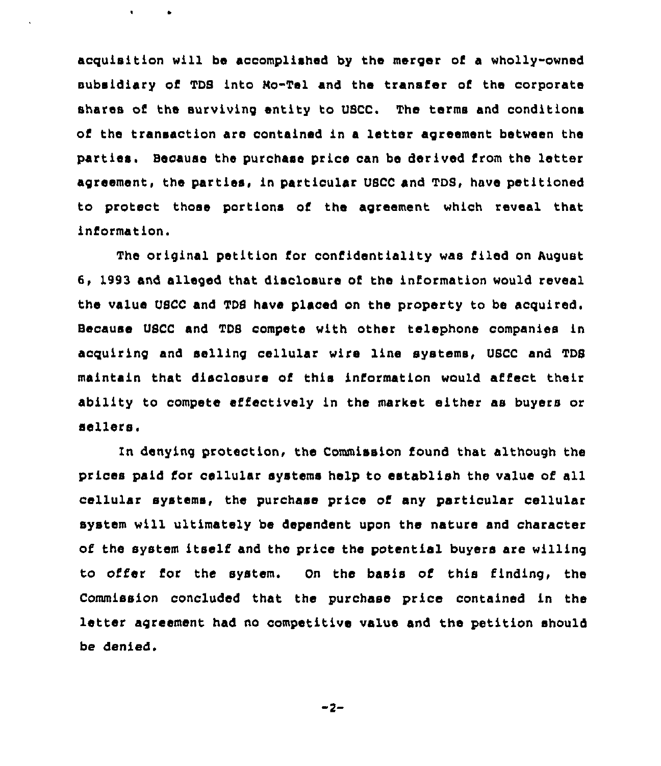acquisition will be accomplished by the merger of a wholly-owned subsidiary of TDS into Mo-Tel and the transfer of the corporate shares of the surviving entity to USCC. The terms and conditions of the transaction are contained in a letter agreement between the parties. Because the purchase price can be derived from the letter agreement, the parties, in particular USCC and TDS, have petitioned to protect those portions of the agreement which reveal that information.

The original petition for confidentiality was filed on August 6, 1993 and alleged that disclosure of the information would reveal the value USCC and TDS have placed on the property to be acquired. Because USCC and TDS compete with other telephone companies in acquiring and selling cellular wire line systems, USCC and TDS maintain that disclosure of this information would affect their ability to compete effectively in the market either as buyers or sellers.

In denying protection, the Commission found that although the prices paid for cellular systems help to establish the value of all cellular systems, the purchase price of any particular cellular system will ultimately be dependent upon the nature and character of the system itself and the price the potential buyers are willing to offer for the system. On the basis of this finding, the Commission concluded that the purchase price contained in the letter agreement had no competitive value and the petition should be denied.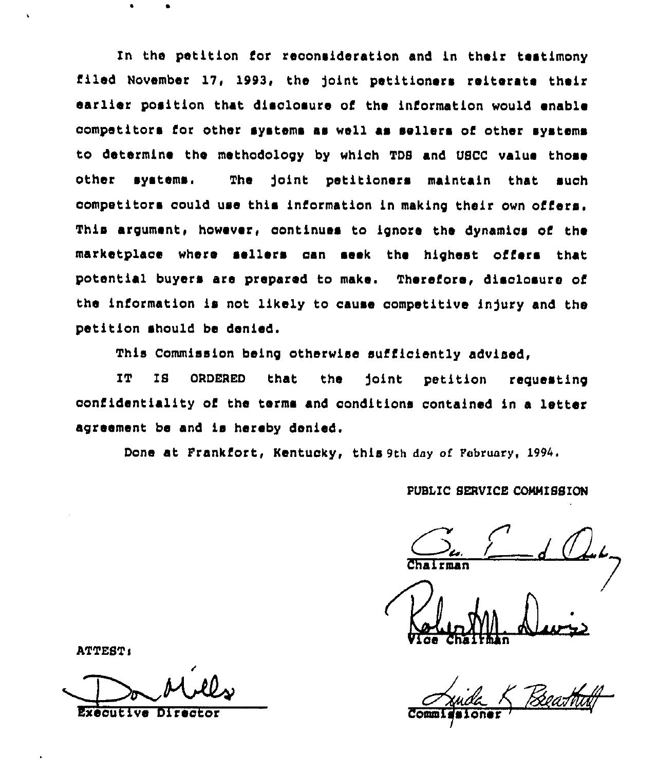In the petition for reconsideration and in their testimony filed November 17, 1993, the joint petitioners reiterate their earlier position that disclosure of the information would enable competitors for other systems as well as sellers of other systems to determine the methodology by which TDS and USCC value those other systems. The joint petitioners maintain that such competitors could use this information in making their own offers. This argument, however, continues to ignore the dynamics of the marketplace where sellers can seek the highest offers that potential buyers are prepared to make. Therefore, disclosure of the information is not likely to cause competitive injury and the petition should be denied.

This Commission being otherwise sufficiently advised,

IT IS ORDERED that the joint petition requesting confidentiality of the terms and conditions contained in a letter agreement be and is hereby denied.

Done at Frankfort, Kentucky, this 9th day of February, 1994.

PUBLIC SERVICE COMMISSION

Chairman

Vice Chairman

Commissioner

ATTEST:

Executive Director